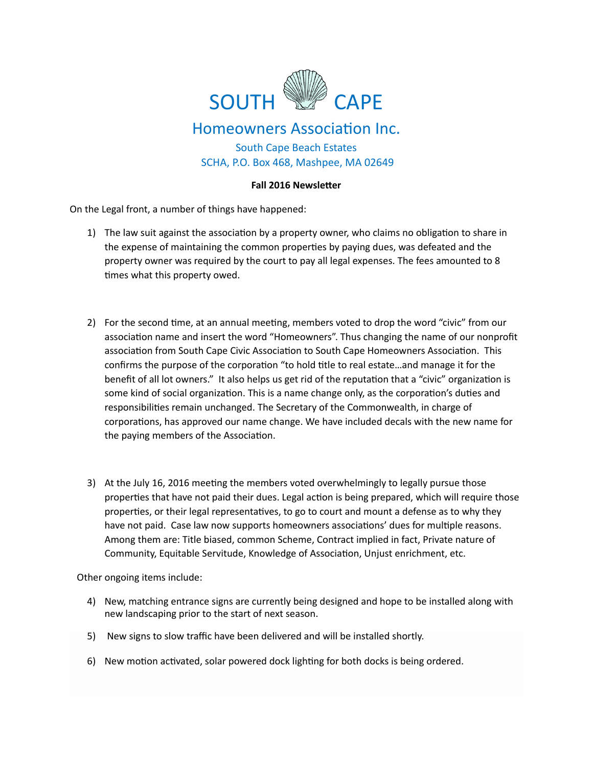# SOUTH CAPE

## Homeowners Association Inc.

South Cape Beach Estates
SCHA, P.O. Box 468, Mashpee, MA 02649

**Fall 2016 Newsletter**

On the Legal front, a number of things have happened:

1) The law suit against the association by a property owner, who claims no obligation to share in the expense of maintaining the common properties by paying dues, was defeated and the property owner was required by the court to pay all legal expenses. The fees amounted to 8 times what this property owed.

2) For the second time, at an annual meeting, members voted to drop the word "civic" from our association name and insert the word "Homeowners". Thus changing the name of our nonprofit association from South Cape Civic Association to South Cape Homeowners Association. This confirms the purpose of the corporation "to hold title to real estate…and manage it for the benefit of all lot owners." It also helps us get rid of the reputation that a "civic" organization is some kind of social organization. This is a name change only, as the corporation's duties and responsibilities remain unchanged. The Secretary of the Commonwealth, in charge of corporations, has approved our name change. We have included decals with the new name for the paying members of the Association.

3) At the July 16, 2016 meeting the members voted overwhelmingly to legally pursue those properties that have not paid their dues. Legal action is being prepared, which will require those properties, or their legal representatives, to go to court and mount a defense as to why they have not paid. Case law now supports homeowners associations' dues for multiple reasons. Among them are: Title biased, common Scheme, Contract implied in fact, Private nature of Community, Equitable Servitude, Knowledge of Association, Unjust enrichment, etc.

Other ongoing items include:

4) New, matching entrance signs are currently being designed and hope to be installed along with new landscaping prior to the start of next season.

5) New signs to slow traffic have been delivered and will be installed shortly.

6) New motion activated, solar powered dock lighting for both docks is being ordered.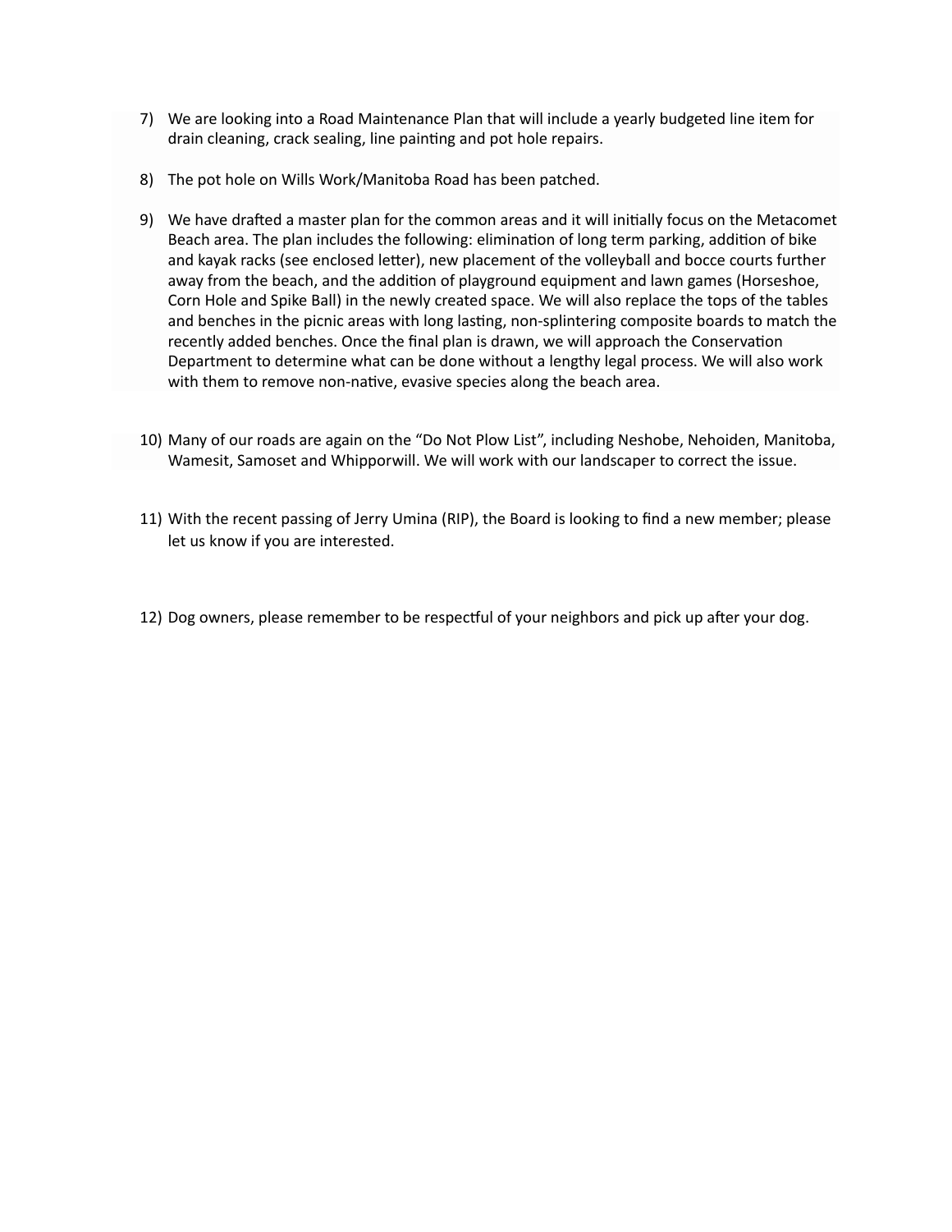7) We are looking into a Road Maintenance Plan that will include a yearly budgeted line item for drain cleaning, crack sealing, line painting and pot hole repairs.

8) The pot hole on Wills Work/Manitoba Road has been patched.

9) We have drafted a master plan for the common areas and it will initially focus on the Metacomet Beach area. The plan includes the following: elimination of long term parking, addition of bike and kayak racks (see enclosed letter), new placement of the volleyball and bocce courts further away from the beach, and the addition of playground equipment and lawn games (Horseshoe, Corn Hole and Spike Ball) in the newly created space. We will also replace the tops of the tables and benches in the picnic areas with long lasting, non-splintering composite boards to match the recently added benches. Once the final plan is drawn, we will approach the Conservation Department to determine what can be done without a lengthy legal process. We will also work with them to remove non-native, evasive species along the beach area.

10) Many of our roads are again on the "Do Not Plow List", including Neshobe, Nehoiden, Manitoba, Wamesit, Samoset and Whipporwill. We will work with our landscaper to correct the issue.

11) With the recent passing of Jerry Umina (RIP), the Board is looking to find a new member; please let us know if you are interested.

12) Dog owners, please remember to be respectful of your neighbors and pick up after your dog.